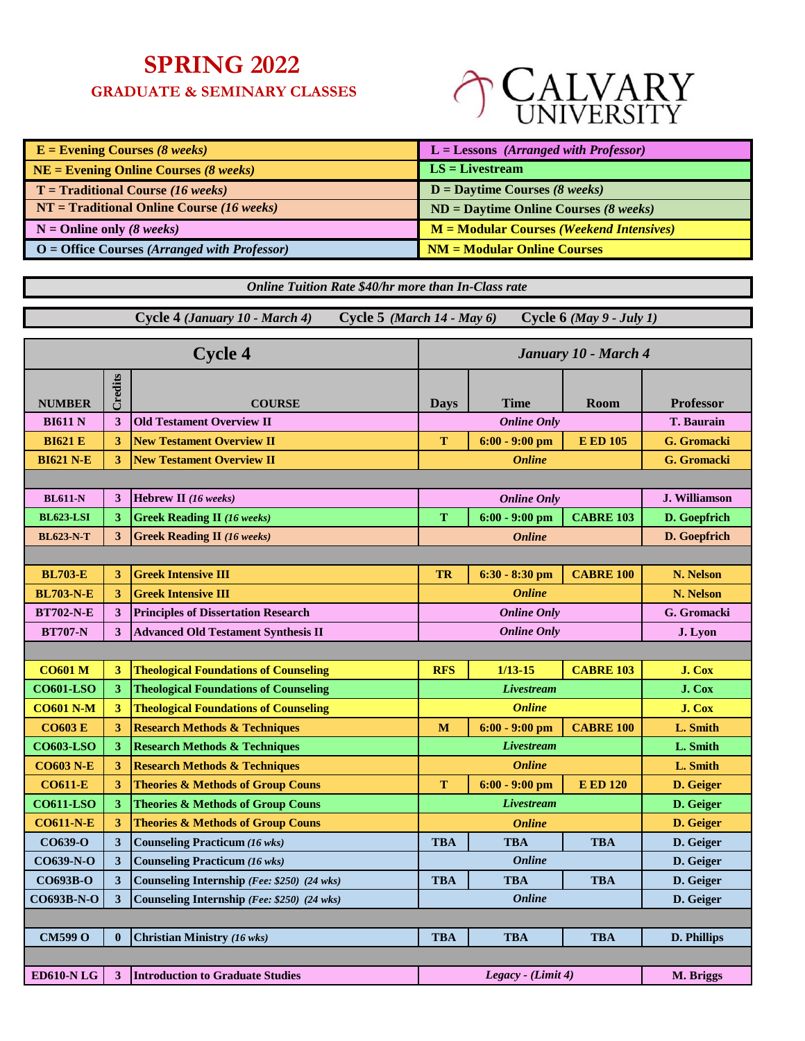# SPRING 2022

## GRADUATE & SEMINARY CLASSES

CALVARY UNIVERSITY

| | |
|---|---|
| **E = Evening Courses** *(8 weeks)* | **L = Lessons** *(Arranged with Professor)* |
| **NE = Evening Online Courses** *(8 weeks)* | **LS = Livestream** |
| **T = Traditional Course** *(16 weeks)* | **D = Daytime Courses** *(8 weeks)* |
| **NT = Traditional Online Course** *(16 weeks)* | **ND = Daytime Online Courses** *(8 weeks)* |
| **N = Online only** *(8 weeks)* | **M = Modular Courses** *(Weekend Intensives)* |
| **O = Office Courses** *(Arranged with Professor)* | **NM = Modular Online Courses** |

***Online Tuition Rate $40/hr more than In-Class rate***

**Cycle 4** *(January 10 - March 4)* **Cycle 5** *(March 14 - May 6)* **Cycle 6** *(May 9 - July 1)*

| Cycle 4 | | | *January 10 - March 4* | | | |
|---|---|---|---|---|---|---|
| **NUMBER** | **Credits** | **COURSE** | **Days** | **Time** | **Room** | **Professor** |
| BI611 N | 3 | Old Testament Overview II | *Online Only* | | | T. Baurain |
| BI621 E | 3 | New Testament Overview II | T | 6:00 - 9:00 pm | E ED 105 | G. Gromacki |
| BI621 N-E | 3 | New Testament Overview II | *Online* | | | G. Gromacki |
| | | | | | | |
| BL611-N | 3 | Hebrew II *(16 weeks)* | *Online Only* | | | J. Williamson |
| BL623-LSI | 3 | Greek Reading II *(16 weeks)* | T | 6:00 - 9:00 pm | CABRE 103 | D. Goepfrich |
| BL623-N-T | 3 | Greek Reading II *(16 weeks)* | *Online* | | | D. Goepfrich |
| | | | | | | |
| BL703-E | 3 | Greek Intensive III | TR | 6:30 - 8:30 pm | CABRE 100 | N. Nelson |
| BL703-N-E | 3 | Greek Intensive III | *Online* | | | N. Nelson |
| BT702-N-E | 3 | Principles of Dissertation Research | *Online Only* | | | G. Gromacki |
| BT707-N | 3 | Advanced Old Testament Synthesis II | *Online Only* | | | J. Lyon |
| | | | | | | |
| CO601 M | 3 | Theological Foundations of Counseling | RFS | 1/13-15 | CABRE 103 | J. Cox |
| CO601-LSO | 3 | Theological Foundations of Counseling | *Livestream* | | | J. Cox |
| CO601 N-M | 3 | Theological Foundations of Counseling | *Online* | | | J. Cox |
| CO603 E | 3 | Research Methods & Techniques | M | 6:00 - 9:00 pm | CABRE 100 | L. Smith |
| CO603-LSO | 3 | Research Methods & Techniques | *Livestream* | | | L. Smith |
| CO603 N-E | 3 | Research Methods & Techniques | *Online* | | | L. Smith |
| CO611-E | 3 | Theories & Methods of Group Couns | T | 6:00 - 9:00 pm | E ED 120 | D. Geiger |
| CO611-LSO | 3 | Theories & Methods of Group Couns | *Livestream* | | | D. Geiger |
| CO611-N-E | 3 | Theories & Methods of Group Couns | *Online* | | | D. Geiger |
| CO639-O | 3 | Counseling Practicum *(16 wks)* | TBA | TBA | TBA | D. Geiger |
| CO639-N-O | 3 | Counseling Practicum *(16 wks)* | *Online* | | | D. Geiger |
| CO693B-O | 3 | Counseling Internship *(Fee: $250) (24 wks)* | TBA | TBA | TBA | D. Geiger |
| CO693B-N-O | 3 | Counseling Internship *(Fee: $250) (24 wks)* | *Online* | | | D. Geiger |
| | | | | | | |
| CM599 O | 0 | Christian Ministry *(16 wks)* | TBA | TBA | TBA | D. Phillips |
| | | | | | | |
| ED610-N LG | 3 | Introduction to Graduate Studies | *Legacy - (Limit 4)* | | | M. Briggs |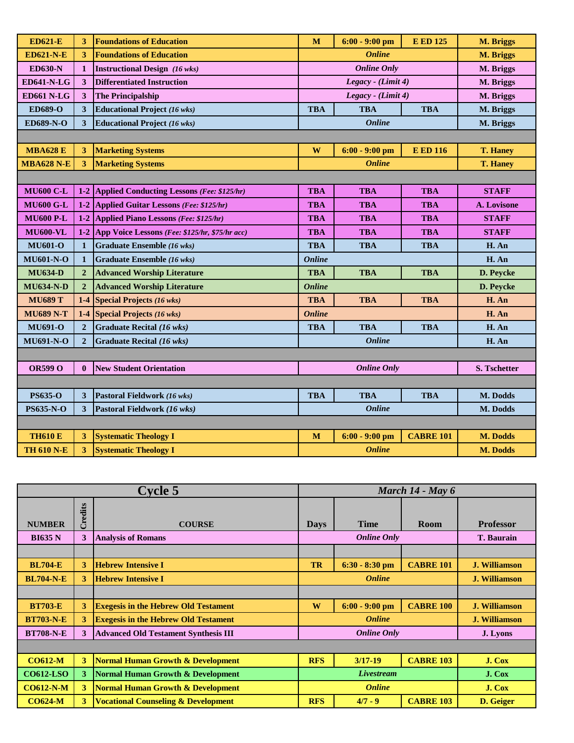| | | | | | | |
|---|---|---|---|---|---|---|
| **ED621-E** | **3** | **Foundations of Education** | **M** | **6:00 - 9:00 pm** | **E ED 125** | **M. Briggs** |
| **ED621-N-E** | **3** | **Foundations of Education** | | ***Online*** | | **M. Briggs** |
| **ED630-N** | **1** | **Instructional Design** *(16 wks)* | | ***Online Only*** | | **M. Briggs** |
| **ED641-N-LG** | **3** | **Differentiated Instruction** | | ***Legacy - (Limit 4)*** | | **M. Briggs** |
| **ED661 N-LG** | **3** | **The Principalship** | | ***Legacy - (Limit 4)*** | | **M. Briggs** |
| **ED689-O** | **3** | **Educational Project** *(16 wks)* | **TBA** | **TBA** | **TBA** | **M. Briggs** |
| **ED689-N-O** | **3** | **Educational Project** *(16 wks)* | | ***Online*** | | **M. Briggs** |
| | | | | | | |
| **MBA628 E** | **3** | **Marketing Systems** | **W** | **6:00 - 9:00 pm** | **E ED 116** | **T. Haney** |
| **MBA628 N-E** | **3** | **Marketing Systems** | | ***Online*** | | **T. Haney** |
| | | | | | | |
| **MU600 C-L** | **1-2** | **Applied Conducting Lessons** *(Fee: $125/hr)* | **TBA** | **TBA** | **TBA** | **STAFF** |
| **MU600 G-L** | **1-2** | **Applied Guitar Lessons** *(Fee: $125/hr)* | **TBA** | **TBA** | **TBA** | **A. Lovisone** |
| **MU600 P-L** | **1-2** | **Applied Piano Lessons** *(Fee: $125/hr)* | **TBA** | **TBA** | **TBA** | **STAFF** |
| **MU600-VL** | **1-2** | **App Voice Lessons** *(Fee: $125/hr, $75/hr acc)* | **TBA** | **TBA** | **TBA** | **STAFF** |
| **MU601-O** | **1** | **Graduate Ensemble** *(16 wks)* | **TBA** | **TBA** | **TBA** | **H. An** |
| **MU601-N-O** | **1** | **Graduate Ensemble** *(16 wks)* | ***Online*** | | | **H. An** |
| **MU634-D** | **2** | **Advanced Worship Literature** | **TBA** | **TBA** | **TBA** | **D. Peycke** |
| **MU634-N-D** | **2** | **Advanced Worship Literature** | ***Online*** | | | **D. Peycke** |
| **MU689 T** | **1-4** | **Special Projects** *(16 wks)* | **TBA** | **TBA** | **TBA** | **H. An** |
| **MU689 N-T** | **1-4** | **Special Projects** *(16 wks)* | ***Online*** | | | **H. An** |
| **MU691-O** | **2** | **Graduate Recital** *(16 wks)* | **TBA** | **TBA** | **TBA** | **H. An** |
| **MU691-N-O** | **2** | **Graduate Recital** *(16 wks)* | | ***Online*** | | **H. An** |
| | | | | | | |
| **OR599 O** | **0** | **New Student Orientation** | | ***Online Only*** | | **S. Tschetter** |
| | | | | | | |
| **PS635-O** | **3** | **Pastoral Fieldwork** *(16 wks)* | **TBA** | **TBA** | **TBA** | **M. Dodds** |
| **PS635-N-O** | **3** | **Pastoral Fieldwork** *(16 wks)* | | ***Online*** | | **M. Dodds** |
| | | | | | | |
| **TH610 E** | **3** | **Systematic Theology I** | **M** | **6:00 - 9:00 pm** | **CABRE 101** | **M. Dodds** |
| **TH 610 N-E** | **3** | **Systematic Theology I** | | ***Online*** | | **M. Dodds** |

| **Cycle 5** | | | ***March 14 - May 6*** | | | |
|---|---|---|---|---|---|---|
| **NUMBER** | **Credits** | **COURSE** | **Days** | **Time** | **Room** | **Professor** |
| **BI635 N** | **3** | **Analysis of Romans** | | ***Online Only*** | | **T. Baurain** |
| | | | | | | |
| **BL704-E** | **3** | **Hebrew Intensive I** | **TR** | **6:30 - 8:30 pm** | **CABRE 101** | **J. Williamson** |
| **BL704-N-E** | **3** | **Hebrew Intensive I** | | ***Online*** | | **J. Williamson** |
| | | | | | | |
| **BT703-E** | **3** | **Exegesis in the Hebrew Old Testament** | **W** | **6:00 - 9:00 pm** | **CABRE 100** | **J. Williamson** |
| **BT703-N-E** | **3** | **Exegesis in the Hebrew Old Testament** | | ***Online*** | | **J. Williamson** |
| **BT708-N-E** | **3** | **Advanced Old Testament Synthesis III** | | ***Online Only*** | | **J. Lyons** |
| | | | | | | |
| **CO612-M** | **3** | **Normal Human Growth & Development** | **RFS** | **3/17-19** | **CABRE 103** | **J. Cox** |
| **CO612-LSO** | **3** | **Normal Human Growth & Development** | | ***Livestream*** | | **J. Cox** |
| **CO612-N-M** | **3** | **Normal Human Growth & Development** | | ***Online*** | | **J. Cox** |
| **CO624-M** | **3** | **Vocational Counseling & Development** | **RFS** | **4/7 - 9** | **CABRE 103** | **D. Geiger** |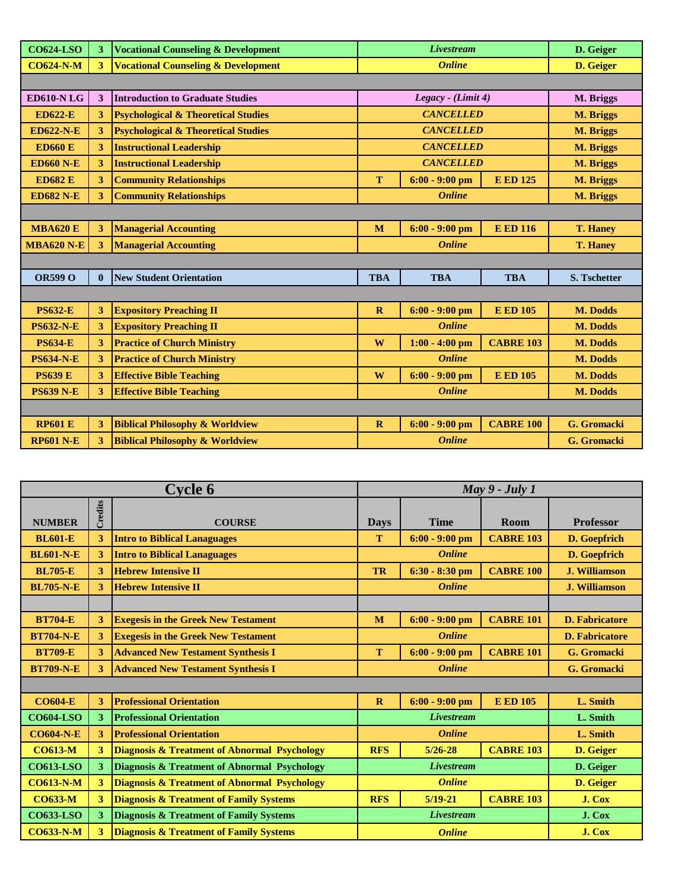| | | | | | | |
|---|---|---|---|---|---|---|
| **CO624-LSO** | **3** | **Vocational Counseling & Development** | | ***Livestream*** | | **D. Geiger** |
| **CO624-N-M** | **3** | **Vocational Counseling & Development** | | ***Online*** | | **D. Geiger** |
| | | | | | | |
| **ED610-N LG** | **3** | **Introduction to Graduate Studies** | | ***Legacy - (Limit 4)*** | | **M. Briggs** |
| **ED622-E** | **3** | **Psychological & Theoretical Studies** | | ***CANCELLED*** | | **M. Briggs** |
| **ED622-N-E** | **3** | **Psychological & Theoretical Studies** | | ***CANCELLED*** | | **M. Briggs** |
| **ED660 E** | **3** | **Instructional Leadership** | | ***CANCELLED*** | | **M. Briggs** |
| **ED660 N-E** | **3** | **Instructional Leadership** | | ***CANCELLED*** | | **M. Briggs** |
| **ED682 E** | **3** | **Community Relationships** | **T** | **6:00 - 9:00 pm** | **E ED 125** | **M. Briggs** |
| **ED682 N-E** | **3** | **Community Relationships** | | ***Online*** | | **M. Briggs** |
| | | | | | | |
| **MBA620 E** | **3** | **Managerial Accounting** | **M** | **6:00 - 9:00 pm** | **E ED 116** | **T. Haney** |
| **MBA620 N-E** | **3** | **Managerial Accounting** | | ***Online*** | | **T. Haney** |
| | | | | | | |
| **OR599 O** | **0** | **New Student Orientation** | **TBA** | **TBA** | **TBA** | **S. Tschetter** |
| | | | | | | |
| **PS632-E** | **3** | **Expository Preaching II** | **R** | **6:00 - 9:00 pm** | **E ED 105** | **M. Dodds** |
| **PS632-N-E** | **3** | **Expository Preaching II** | | ***Online*** | | **M. Dodds** |
| **PS634-E** | **3** | **Practice of Church Ministry** | **W** | **1:00 - 4:00 pm** | **CABRE 103** | **M. Dodds** |
| **PS634-N-E** | **3** | **Practice of Church Ministry** | | ***Online*** | | **M. Dodds** |
| **PS639 E** | **3** | **Effective Bible Teaching** | **W** | **6:00 - 9:00 pm** | **E ED 105** | **M. Dodds** |
| **PS639 N-E** | **3** | **Effective Bible Teaching** | | ***Online*** | | **M. Dodds** |
| | | | | | | |
| **RP601 E** | **3** | **Biblical Philosophy & Worldview** | **R** | **6:00 - 9:00 pm** | **CABRE 100** | **G. Gromacki** |
| **RP601 N-E** | **3** | **Biblical Philosophy & Worldview** | | ***Online*** | | **G. Gromacki** |

| **Cycle 6** | | | ***May 9 - July 1*** | | | |
|---|---|---|---|---|---|---|
| **NUMBER** | **Credits** | **COURSE** | **Days** | **Time** | **Room** | **Professor** |
| **BL601-E** | **3** | **Intro to Biblical Lanaguages** | **T** | **6:00 - 9:00 pm** | **CABRE 103** | **D. Goepfrich** |
| **BL601-N-E** | **3** | **Intro to Biblical Lanaguages** | | ***Online*** | | **D. Goepfrich** |
| **BL705-E** | **3** | **Hebrew Intensive II** | **TR** | **6:30 - 8:30 pm** | **CABRE 100** | **J. Williamson** |
| **BL705-N-E** | **3** | **Hebrew Intensive II** | | ***Online*** | | **J. Williamson** |
| | | | | | | |
| **BT704-E** | **3** | **Exegesis in the Greek New Testament** | **M** | **6:00 - 9:00 pm** | **CABRE 101** | **D. Fabricatore** |
| **BT704-N-E** | **3** | **Exegesis in the Greek New Testament** | | ***Online*** | | **D. Fabricatore** |
| **BT709-E** | **3** | **Advanced New Testament Synthesis I** | **T** | **6:00 - 9:00 pm** | **CABRE 101** | **G. Gromacki** |
| **BT709-N-E** | **3** | **Advanced New Testament Synthesis I** | | ***Online*** | | **G. Gromacki** |
| | | | | | | |
| **CO604-E** | **3** | **Professional Orientation** | **R** | **6:00 - 9:00 pm** | **E ED 105** | **L. Smith** |
| **CO604-LSO** | **3** | **Professional Orientation** | | ***Livestream*** | | **L. Smith** |
| **CO604-N-E** | **3** | **Professional Orientation** | | ***Online*** | | **L. Smith** |
| **CO613-M** | **3** | **Diagnosis & Treatment of Abnormal Psychology** | **RFS** | **5/26-28** | **CABRE 103** | **D. Geiger** |
| **CO613-LSO** | **3** | **Diagnosis & Treatment of Abnormal Psychology** | | ***Livestream*** | | **D. Geiger** |
| **CO613-N-M** | **3** | **Diagnosis & Treatment of Abnormal Psychology** | | ***Online*** | | **D. Geiger** |
| **CO633-M** | **3** | **Diagnosis & Treatment of Family Systems** | **RFS** | **5/19-21** | **CABRE 103** | **J. Cox** |
| **CO633-LSO** | **3** | **Diagnosis & Treatment of Family Systems** | | ***Livestream*** | | **J. Cox** |
| **CO633-N-M** | **3** | **Diagnosis & Treatment of Family Systems** | | ***Online*** | | **J. Cox** |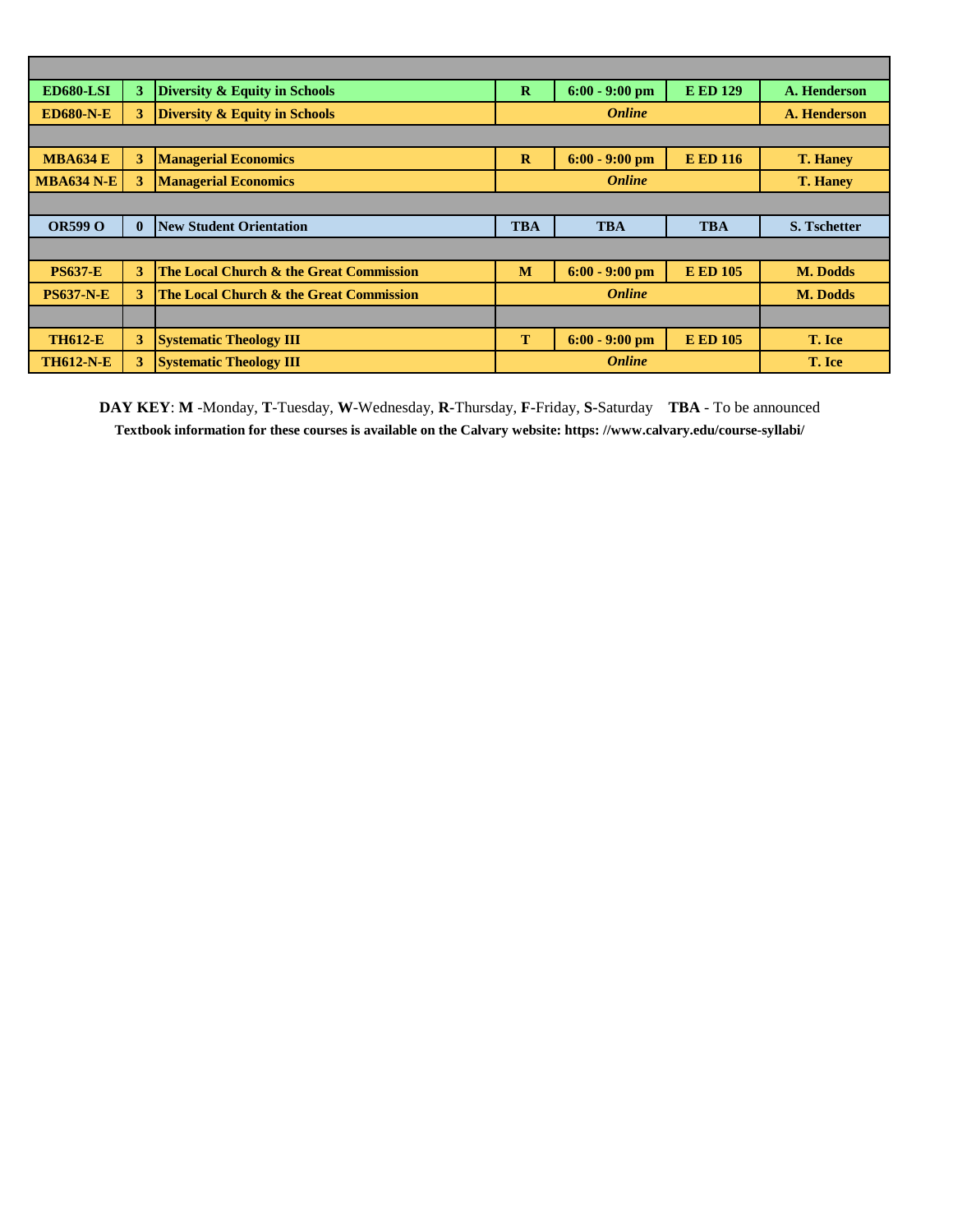| | | | | | | |
|---|---|---|---|---|---|---|
| | | | | | | |
| **ED680-LSI** | **3** | **Diversity & Equity in Schools** | **R** | **6:00 - 9:00 pm** | **E ED 129** | **A. Henderson** |
| **ED680-N-E** | **3** | **Diversity & Equity in Schools** | | ***Online*** | | **A. Henderson** |
| | | | | | | |
| **MBA634 E** | **3** | **Managerial Economics** | **R** | **6:00 - 9:00 pm** | **E ED 116** | **T. Haney** |
| **MBA634 N-E** | **3** | **Managerial Economics** | | ***Online*** | | **T. Haney** |
| | | | | | | |
| **OR599 O** | **0** | **New Student Orientation** | **TBA** | **TBA** | **TBA** | **S. Tschetter** |
| | | | | | | |
| **PS637-E** | **3** | **The Local Church & the Great Commission** | **M** | **6:00 - 9:00 pm** | **E ED 105** | **M. Dodds** |
| **PS637-N-E** | **3** | **The Local Church & the Great Commission** | | ***Online*** | | **M. Dodds** |
| | | | | | | |
| **TH612-E** | **3** | **Systematic Theology III** | **T** | **6:00 - 9:00 pm** | **E ED 105** | **T. Ice** |
| **TH612-N-E** | **3** | **Systematic Theology III** | | ***Online*** | | **T. Ice** |

**DAY KEY**: **M** -Monday, **T**-Tuesday, **W**-Wednesday, **R**-Thursday, **F**-Friday, **S**-Saturday **TBA** - To be announced

**Textbook information for these courses is available on the Calvary website: https: //www.calvary.edu/course-syllabi/**